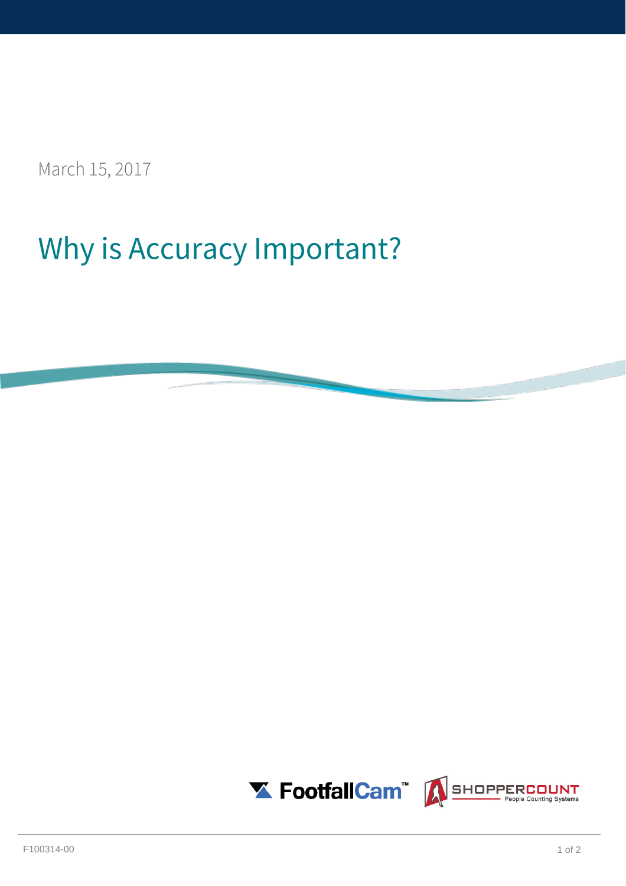March 15, 2017

# Why is Accuracy Important?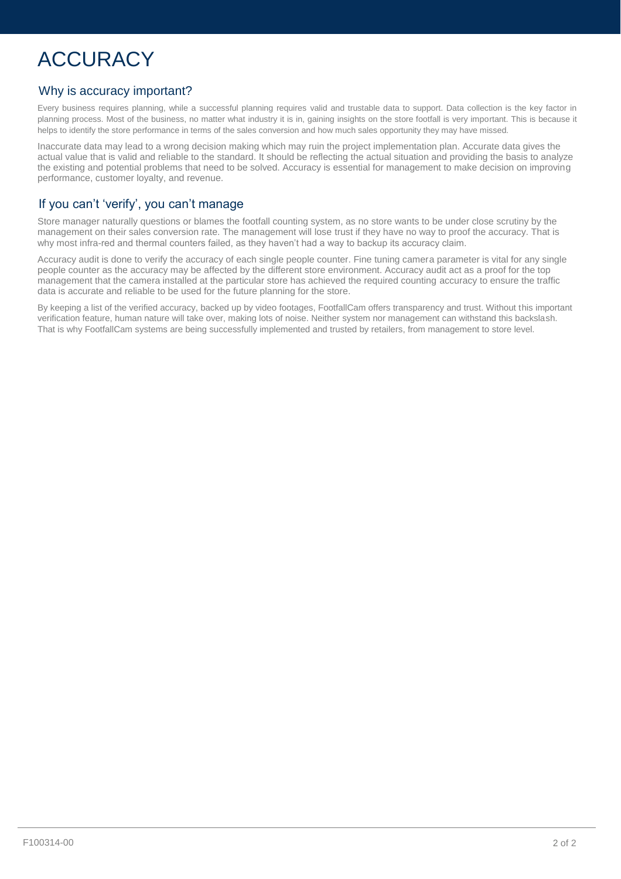# ACCURACY

## Why is accuracy important?

Every business requires planning, while a successful planning requires valid and trustable data to support. Data collection is the key factor in planning process. Most of the business, no matter what industry it is in, gaining insights on the store footfall is very important. This is because it helps to identify the store performance in terms of the sales conversion and how much sales opportunity they may have missed.

Inaccurate data may lead to a wrong decision making which may ruin the project implementation plan. Accurate data gives the actual value that is valid and reliable to the standard. It should be reflecting the actual situation and providing the basis to analyze the existing and potential problems that need to be solved. Accuracy is essential for management to make decision on improving performance, customer loyalty, and revenue.

## If you can't 'verify', you can't manage

Store manager naturally questions or blames the footfall counting system, as no store wants to be under close scrutiny by the management on their sales conversion rate. The management will lose trust if they have no way to proof the accuracy. That is why most infra-red and thermal counters failed, as they haven't had a way to backup its accuracy claim.

Accuracy audit is done to verify the accuracy of each single people counter. Fine tuning camera parameter is vital for any single people counter as the accuracy may be affected by the different store environment. Accuracy audit act as a proof for the top management that the camera installed at the particular store has achieved the required counting accuracy to ensure the traffic data is accurate and reliable to be used for the future planning for the store.

By keeping a list of the verified accuracy, backed up by video footages, FootfallCam offers transparency and trust. Without this important verification feature, human nature will take over, making lots of noise. Neither system nor management can withstand this backslash. That is why FootfallCam systems are being successfully implemented and trusted by retailers, from management to store level.

F100314-00